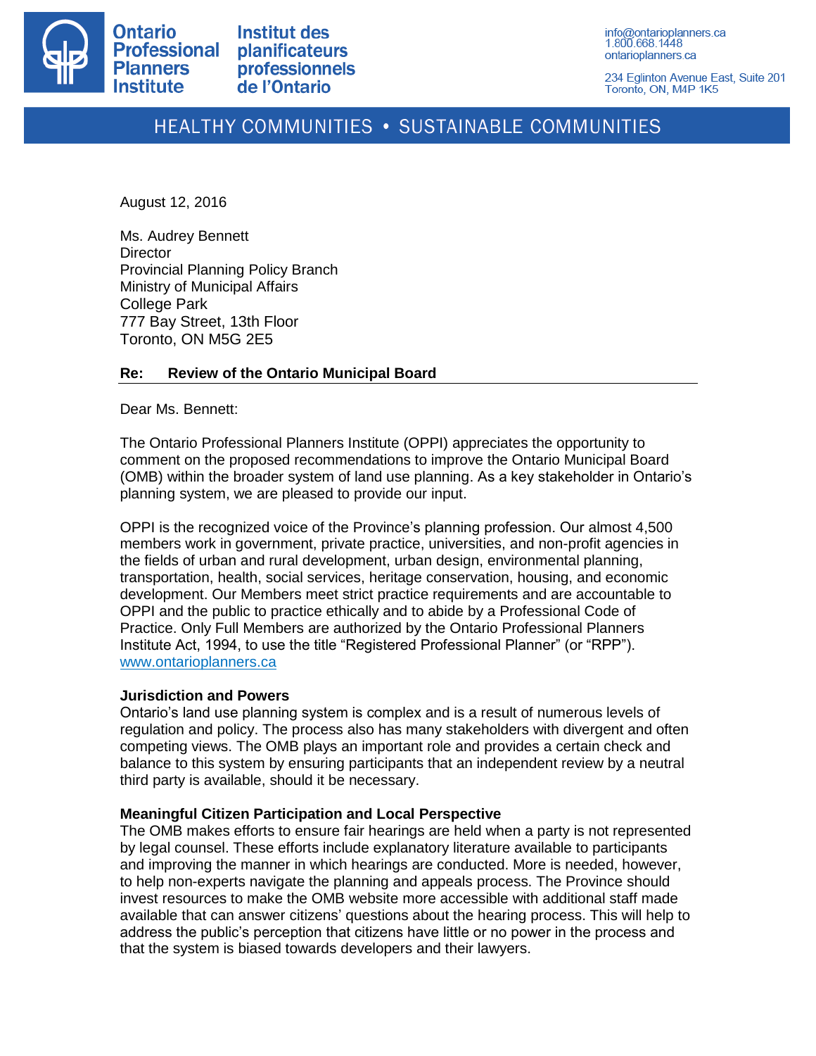Ontario Professional Planners Institute

Institut des planificateurs professionnels de l'Ontario

info@ontarioplanners.ca
1.800.668.1448
ontarioplanners.ca

234 Eglinton Avenue East, Suite 201
Toronto, ON, M4P 1K5

HEALTHY COMMUNITIES • SUSTAINABLE COMMUNITIES

August 12, 2016

Ms. Audrey Bennett
Director
Provincial Planning Policy Branch
Ministry of Municipal Affairs
College Park
777 Bay Street, 13th Floor
Toronto, ON M5G 2E5

**Re: Review of the Ontario Municipal Board**

Dear Ms. Bennett:

The Ontario Professional Planners Institute (OPPI) appreciates the opportunity to comment on the proposed recommendations to improve the Ontario Municipal Board (OMB) within the broader system of land use planning. As a key stakeholder in Ontario's planning system, we are pleased to provide our input.

OPPI is the recognized voice of the Province's planning profession. Our almost 4,500 members work in government, private practice, universities, and non-profit agencies in the fields of urban and rural development, urban design, environmental planning, transportation, health, social services, heritage conservation, housing, and economic development. Our Members meet strict practice requirements and are accountable to OPPI and the public to practice ethically and to abide by a Professional Code of Practice. Only Full Members are authorized by the Ontario Professional Planners Institute Act, 1994, to use the title "Registered Professional Planner" (or "RPP"). www.ontarioplanners.ca

**Jurisdiction and Powers**

Ontario's land use planning system is complex and is a result of numerous levels of regulation and policy. The process also has many stakeholders with divergent and often competing views. The OMB plays an important role and provides a certain check and balance to this system by ensuring participants that an independent review by a neutral third party is available, should it be necessary.

**Meaningful Citizen Participation and Local Perspective**

The OMB makes efforts to ensure fair hearings are held when a party is not represented by legal counsel. These efforts include explanatory literature available to participants and improving the manner in which hearings are conducted. More is needed, however, to help non-experts navigate the planning and appeals process. The Province should invest resources to make the OMB website more accessible with additional staff made available that can answer citizens' questions about the hearing process. This will help to address the public's perception that citizens have little or no power in the process and that the system is biased towards developers and their lawyers.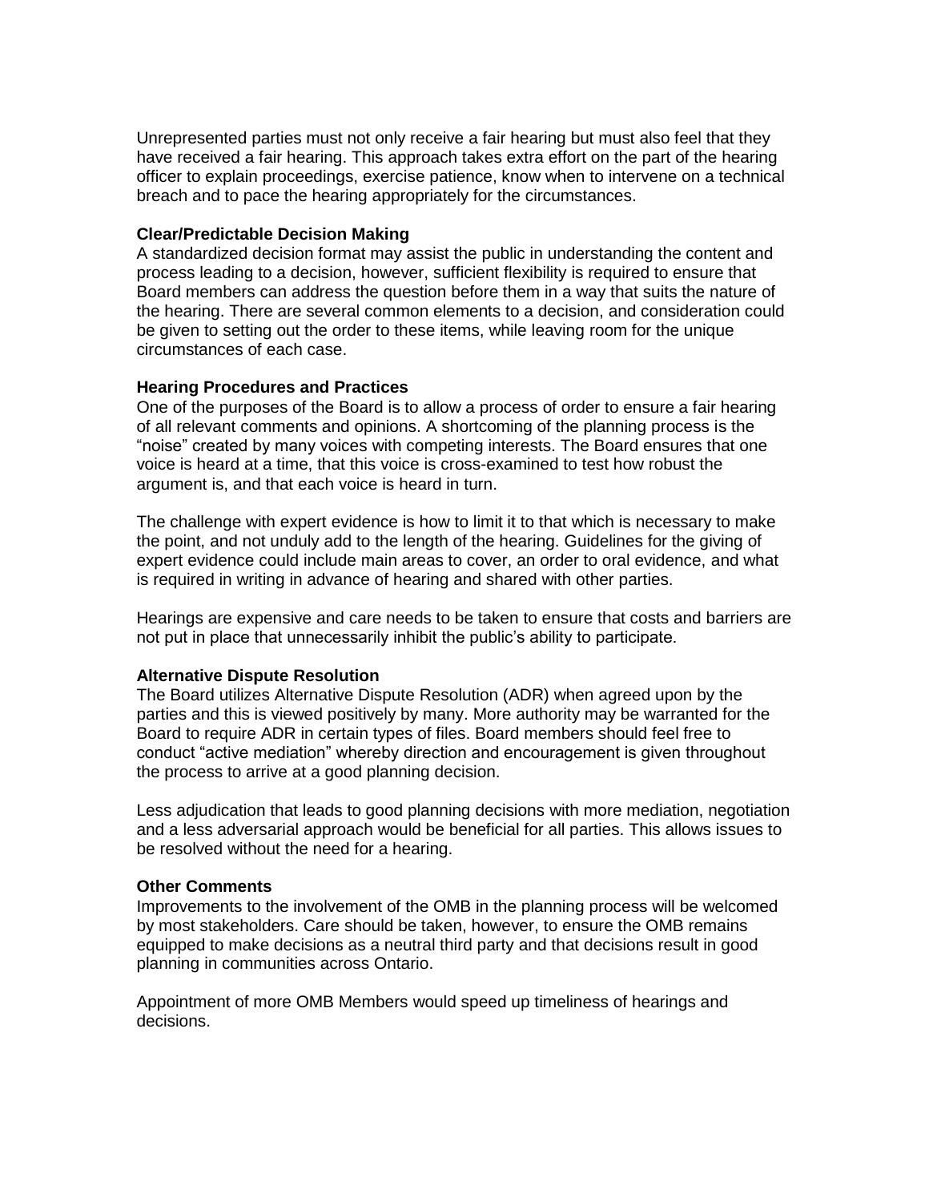Unrepresented parties must not only receive a fair hearing but must also feel that they have received a fair hearing. This approach takes extra effort on the part of the hearing officer to explain proceedings, exercise patience, know when to intervene on a technical breach and to pace the hearing appropriately for the circumstances.

**Clear/Predictable Decision Making**

A standardized decision format may assist the public in understanding the content and process leading to a decision, however, sufficient flexibility is required to ensure that Board members can address the question before them in a way that suits the nature of the hearing. There are several common elements to a decision, and consideration could be given to setting out the order to these items, while leaving room for the unique circumstances of each case.

**Hearing Procedures and Practices**

One of the purposes of the Board is to allow a process of order to ensure a fair hearing of all relevant comments and opinions. A shortcoming of the planning process is the "noise" created by many voices with competing interests. The Board ensures that one voice is heard at a time, that this voice is cross-examined to test how robust the argument is, and that each voice is heard in turn.

The challenge with expert evidence is how to limit it to that which is necessary to make the point, and not unduly add to the length of the hearing. Guidelines for the giving of expert evidence could include main areas to cover, an order to oral evidence, and what is required in writing in advance of hearing and shared with other parties.

Hearings are expensive and care needs to be taken to ensure that costs and barriers are not put in place that unnecessarily inhibit the public's ability to participate.

**Alternative Dispute Resolution**

The Board utilizes Alternative Dispute Resolution (ADR) when agreed upon by the parties and this is viewed positively by many. More authority may be warranted for the Board to require ADR in certain types of files. Board members should feel free to conduct "active mediation" whereby direction and encouragement is given throughout the process to arrive at a good planning decision.

Less adjudication that leads to good planning decisions with more mediation, negotiation and a less adversarial approach would be beneficial for all parties. This allows issues to be resolved without the need for a hearing.

**Other Comments**

Improvements to the involvement of the OMB in the planning process will be welcomed by most stakeholders. Care should be taken, however, to ensure the OMB remains equipped to make decisions as a neutral third party and that decisions result in good planning in communities across Ontario.

Appointment of more OMB Members would speed up timeliness of hearings and decisions.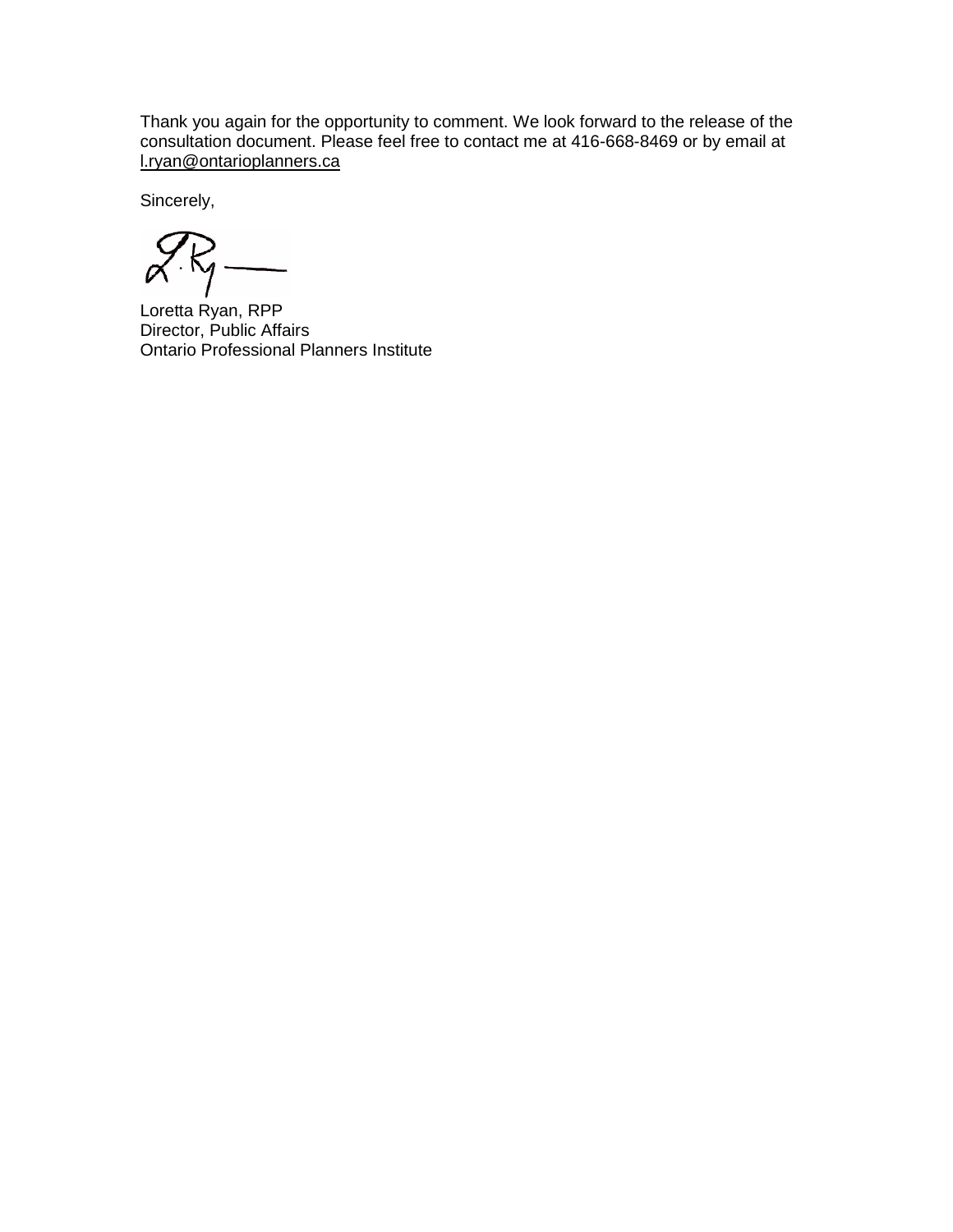Thank you again for the opportunity to comment. We look forward to the release of the consultation document. Please feel free to contact me at 416-668-8469 or by email at l.ryan@ontarioplanners.ca

Sincerely,

Loretta Ryan, RPP
Director, Public Affairs
Ontario Professional Planners Institute